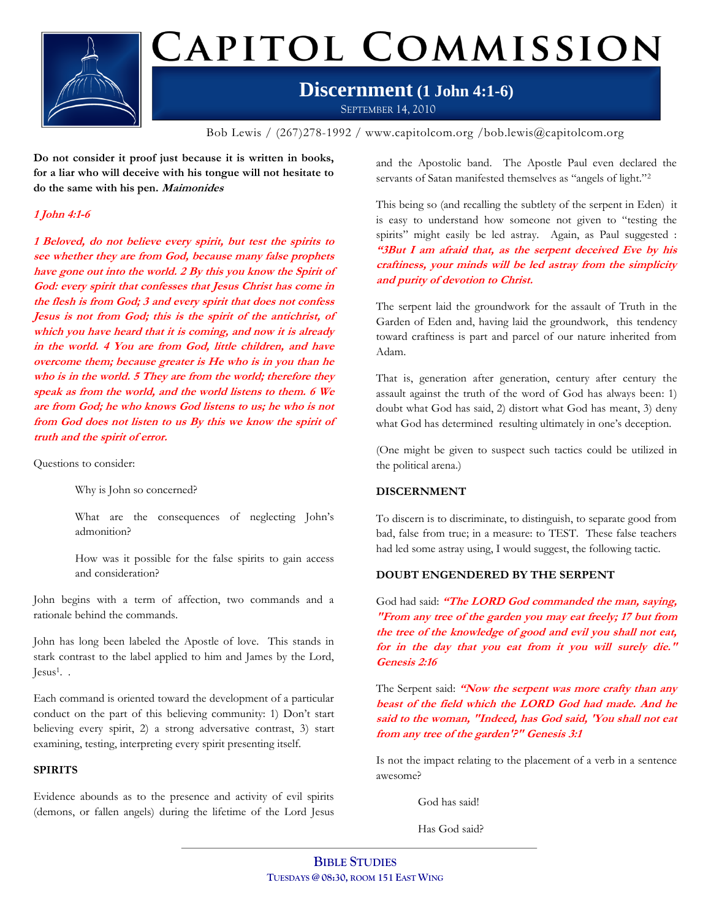# CAPITOL COMMISSION

## Discernment (1 John 4:1-6)

SEPTEMBER 14, 2010

Bob Lewis / (267)278-1992 / www.capitolcom.org /bob.lewis@capitolcom.org

**Do not consider it proof just because it is written in books, for a liar who will deceive with his tongue will not hesitate to do the same with his pen. *Maimonides***

***1 John 4:1-6***

***1 Beloved, do not believe every spirit, but test the spirits to see whether they are from God, because many false prophets have gone out into the world. 2 By this you know the Spirit of God: every spirit that confesses that Jesus Christ has come in the flesh is from God; 3 and every spirit that does not confess Jesus is not from God; this is the spirit of the antichrist, of which you have heard that it is coming, and now it is already in the world. 4 You are from God, little children, and have overcome them; because greater is He who is in you than he who is in the world. 5 They are from the world; therefore they speak as from the world, and the world listens to them. 6 We are from God; he who knows God listens to us; he who is not from God does not listen to us By this we know the spirit of truth and the spirit of error.***

Questions to consider:

> Why is John so concerned?
>
> What are the consequences of neglecting John's admonition?
>
> How was it possible for the false spirits to gain access and consideration?

John begins with a term of affection, two commands and a rationale behind the commands.

John has long been labeled the Apostle of love. This stands in stark contrast to the label applied to him and James by the Lord, Jesus[1]. .

Each command is oriented toward the development of a particular conduct on the part of this believing community: 1) Don't start believing every spirit, 2) a strong adversative contrast, 3) start examining, testing, interpreting every spirit presenting itself.

**SPIRITS**

Evidence abounds as to the presence and activity of evil spirits (demons, or fallen angels) during the lifetime of the Lord Jesus and the Apostolic band. The Apostle Paul even declared the servants of Satan manifested themselves as "angels of light."[2]

This being so (and recalling the subtlety of the serpent in Eden) it is easy to understand how someone not given to "testing the spirits" might easily be led astray. Again, as Paul suggested : ***"3But I am afraid that, as the serpent deceived Eve by his craftiness, your minds will be led astray from the simplicity and purity of devotion to Christ.***

The serpent laid the groundwork for the assault of Truth in the Garden of Eden and, having laid the groundwork, this tendency toward craftiness is part and parcel of our nature inherited from Adam.

That is, generation after generation, century after century the assault against the truth of the word of God has always been: 1) doubt what God has said, 2) distort what God has meant, 3) deny what God has determined resulting ultimately in one's deception.

(One might be given to suspect such tactics could be utilized in the political arena.)

**DISCERNMENT**

To discern is to discriminate, to distinguish, to separate good from bad, false from true; in a measure: to TEST. These false teachers had led some astray using, I would suggest, the following tactic.

**DOUBT ENGENDERED BY THE SERPENT**

God had said: ***"The LORD God commanded the man, saying, "From any tree of the garden you may eat freely; 17 but from the tree of the knowledge of good and evil you shall not eat, for in the day that you eat from it you will surely die." Genesis 2:16***

The Serpent said: ***"Now the serpent was more crafty than any beast of the field which the LORD God had made. And he said to the woman, "Indeed, has God said, 'You shall not eat from any tree of the garden'?" Genesis 3:1***

Is not the impact relating to the placement of a verb in a sentence awesome?

> God has said!
>
> Has God said?

**BIBLE STUDIES**
**TUESDAYS @ 08:30, ROOM 151 EAST WING**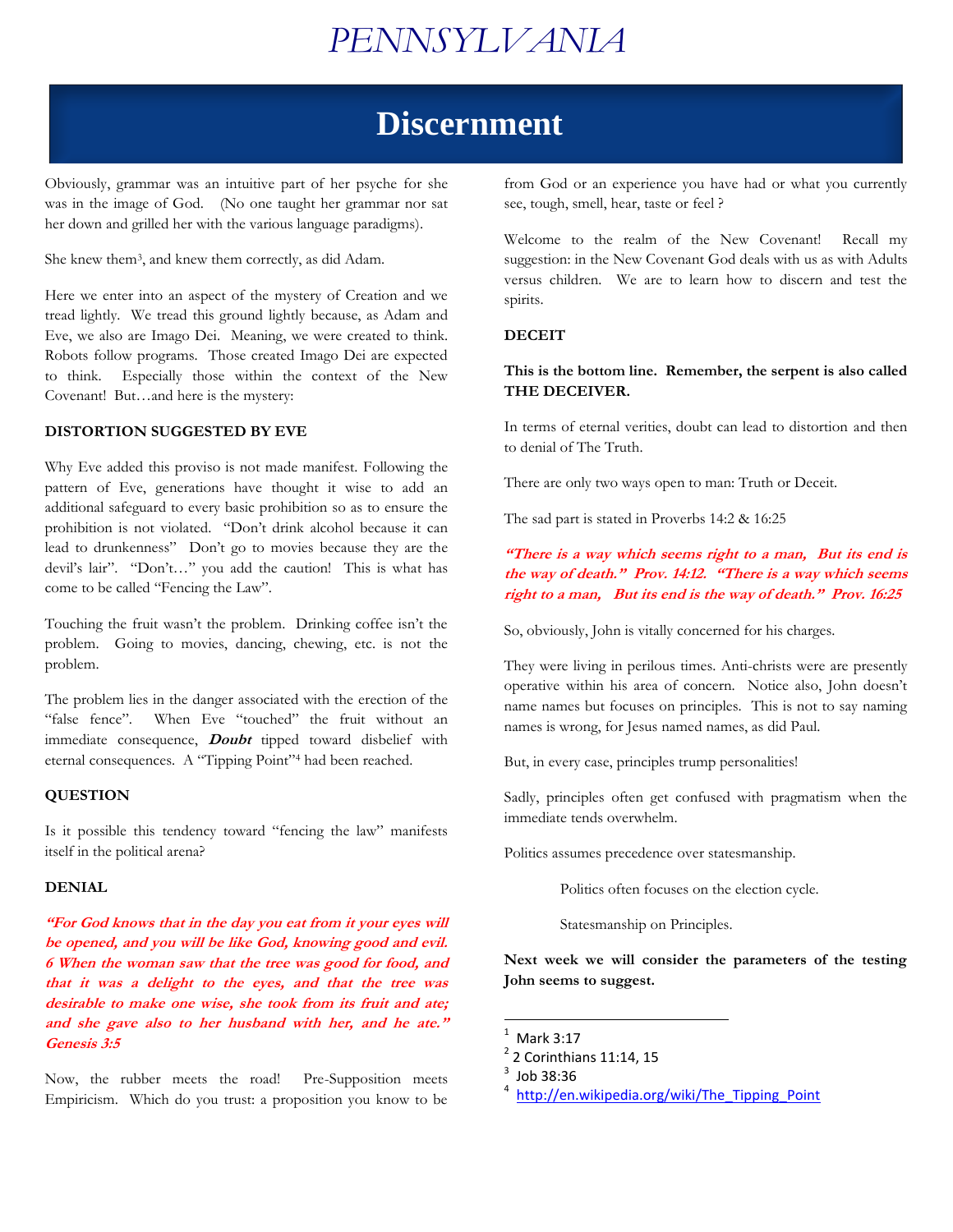# PENNSYLVANIA

# Discernment

Obviously, grammar was an intuitive part of her psyche for she was in the image of God. (No one taught her grammar nor sat her down and grilled her with the various language paradigms).

She knew them[3], and knew them correctly, as did Adam.

Here we enter into an aspect of the mystery of Creation and we tread lightly. We tread this ground lightly because, as Adam and Eve, we also are Imago Dei. Meaning, we were created to think. Robots follow programs. Those created Imago Dei are expected to think. Especially those within the context of the New Covenant! But…and here is the mystery:

**DISTORTION SUGGESTED BY EVE**

Why Eve added this proviso is not made manifest. Following the pattern of Eve, generations have thought it wise to add an additional safeguard to every basic prohibition so as to ensure the prohibition is not violated. "Don't drink alcohol because it can lead to drunkenness" Don't go to movies because they are the devil's lair". "Don't…" you add the caution! This is what has come to be called "Fencing the Law".

Touching the fruit wasn't the problem. Drinking coffee isn't the problem. Going to movies, dancing, chewing, etc. is not the problem.

The problem lies in the danger associated with the erection of the "false fence". When Eve "touched" the fruit without an immediate consequence, ***Doubt*** tipped toward disbelief with eternal consequences. A "Tipping Point"[4] had been reached.

**QUESTION**

Is it possible this tendency toward "fencing the law" manifests itself in the political arena?

**DENIAL**

***"For God knows that in the day you eat from it your eyes will be opened, and you will be like God, knowing good and evil. 6 When the woman saw that the tree was good for food, and that it was a delight to the eyes, and that the tree was desirable to make one wise, she took from its fruit and ate; and she gave also to her husband with her, and he ate." Genesis 3:5***

Now, the rubber meets the road! Pre-Supposition meets Empiricism. Which do you trust: a proposition you know to be from God or an experience you have had or what you currently see, tough, smell, hear, taste or feel ?

Welcome to the realm of the New Covenant! Recall my suggestion: in the New Covenant God deals with us as with Adults versus children. We are to learn how to discern and test the spirits.

**DECEIT**

**This is the bottom line. Remember, the serpent is also called THE DECEIVER.**

In terms of eternal verities, doubt can lead to distortion and then to denial of The Truth.

There are only two ways open to man: Truth or Deceit.

The sad part is stated in Proverbs 14:2 & 16:25

***"There is a way which seems right to a man, But its end is the way of death." Prov. 14:12. "There is a way which seems right to a man, But its end is the way of death." Prov. 16:25***

So, obviously, John is vitally concerned for his charges.

They were living in perilous times. Anti-christs were are presently operative within his area of concern. Notice also, John doesn't name names but focuses on principles. This is not to say naming names is wrong, for Jesus named names, as did Paul.

But, in every case, principles trump personalities!

Sadly, principles often get confused with pragmatism when the immediate tends overwhelm.

Politics assumes precedence over statesmanship.

> Politics often focuses on the election cycle.
>
> Statesmanship on Principles.

**Next week we will consider the parameters of the testing John seems to suggest.**

---

[1] Mark 3:17
[2] 2 Corinthians 11:14, 15
[3] Job 38:36
[4] http://en.wikipedia.org/wiki/The_Tipping_Point